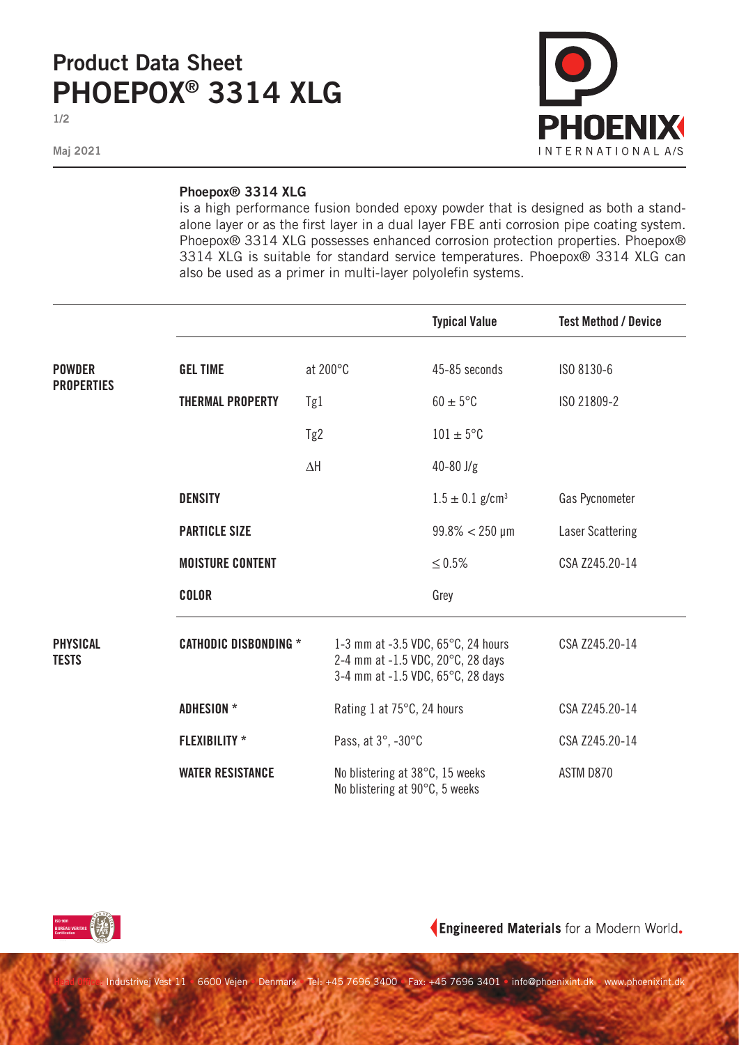# Product Data Sheet
# PHOEPOX® 3314 XLG

Maj 2021

**Phoepox® 3314 XLG**
is a high performance fusion bonded epoxy powder that is designed as both a stand-alone layer or as the first layer in a dual layer FBE anti corrosion pipe coating system. Phoepox® 3314 XLG possesses enhanced corrosion protection properties. Phoepox® 3314 XLG is suitable for standard service temperatures. Phoepox® 3314 XLG can also be used as a primer in multi-layer polyolefin systems.

| | | | Typical Value | Test Method / Device |
|---|---|---|---|---|
| **POWDER PROPERTIES** | **GEL TIME** | at 200°C | 45-85 seconds | ISO 8130-6 |
| | **THERMAL PROPERTY** | Tg1 | $60 \pm 5$°C | ISO 21809-2 |
| | | Tg2 | $101 \pm 5$°C | |
| | | ΔH | 40-80 J/g | |
| | **DENSITY** | | $1.5 \pm 0.1$ g/cm³ | Gas Pycnometer |
| | **PARTICLE SIZE** | | 99.8% < 250 µm | Laser Scattering |
| | **MOISTURE CONTENT** | | ≤ 0.5% | CSA Z245.20-14 |
| | **COLOR** | | Grey | |
| **PHYSICAL TESTS** | **CATHODIC DISBONDING** * | | 1-3 mm at -3.5 VDC, 65°C, 24 hours<br>2-4 mm at -1.5 VDC, 20°C, 28 days<br>3-4 mm at -1.5 VDC, 65°C, 28 days | CSA Z245.20-14 |
| | **ADHESION** * | | Rating 1 at 75°C, 24 hours | CSA Z245.20-14 |
| | **FLEXIBILITY** * | | Pass, at 3°, -30°C | CSA Z245.20-14 |
| | **WATER RESISTANCE** | | No blistering at 38°C, 15 weeks<br>No blistering at 90°C, 5 weeks | ASTM D870 |

**Engineered Materials** for a Modern World.

Head Office: Industrivej Vest 11 · 6600 Vejen · Denmark · Tel: +45 7696 3400 · Fax: +45 7696 3401 · info@phoenixint.dk · www.phoenixint.dk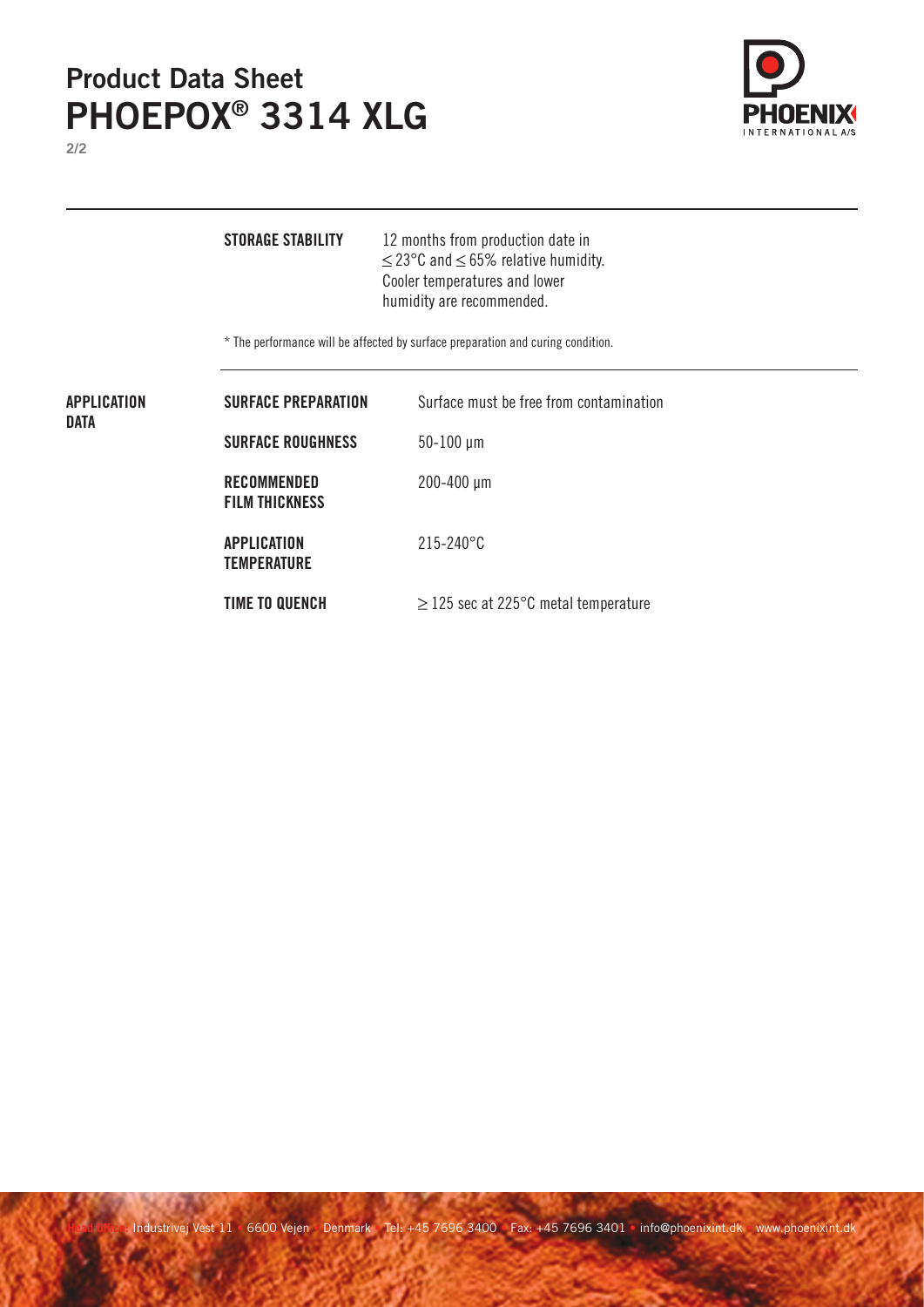| | |
|---|---|
| **STORAGE STABILITY** | 12 months from production date in ≤ 23°C and ≤ 65% relative humidity. Cooler temperatures and lower humidity are recommended. |

* The performance will be affected by surface preparation and curing condition.

## APPLICATION DATA

| | |
|---|---|
| **SURFACE PREPARATION** | Surface must be free from contamination |
| **SURFACE ROUGHNESS** | 50-100 µm |
| **RECOMMENDED FILM THICKNESS** | 200-400 µm |
| **APPLICATION TEMPERATURE** | 215-240°C |
| **TIME TO QUENCH** | ≥ 125 sec at 225°C metal temperature |

Head Office: Industrivej Vest 11 • 6600 Vejen • Denmark • Tel: +45 7696 3400 • Fax: +45 7696 3401 • info@phoenixint.dk • www.phoenixint.dk